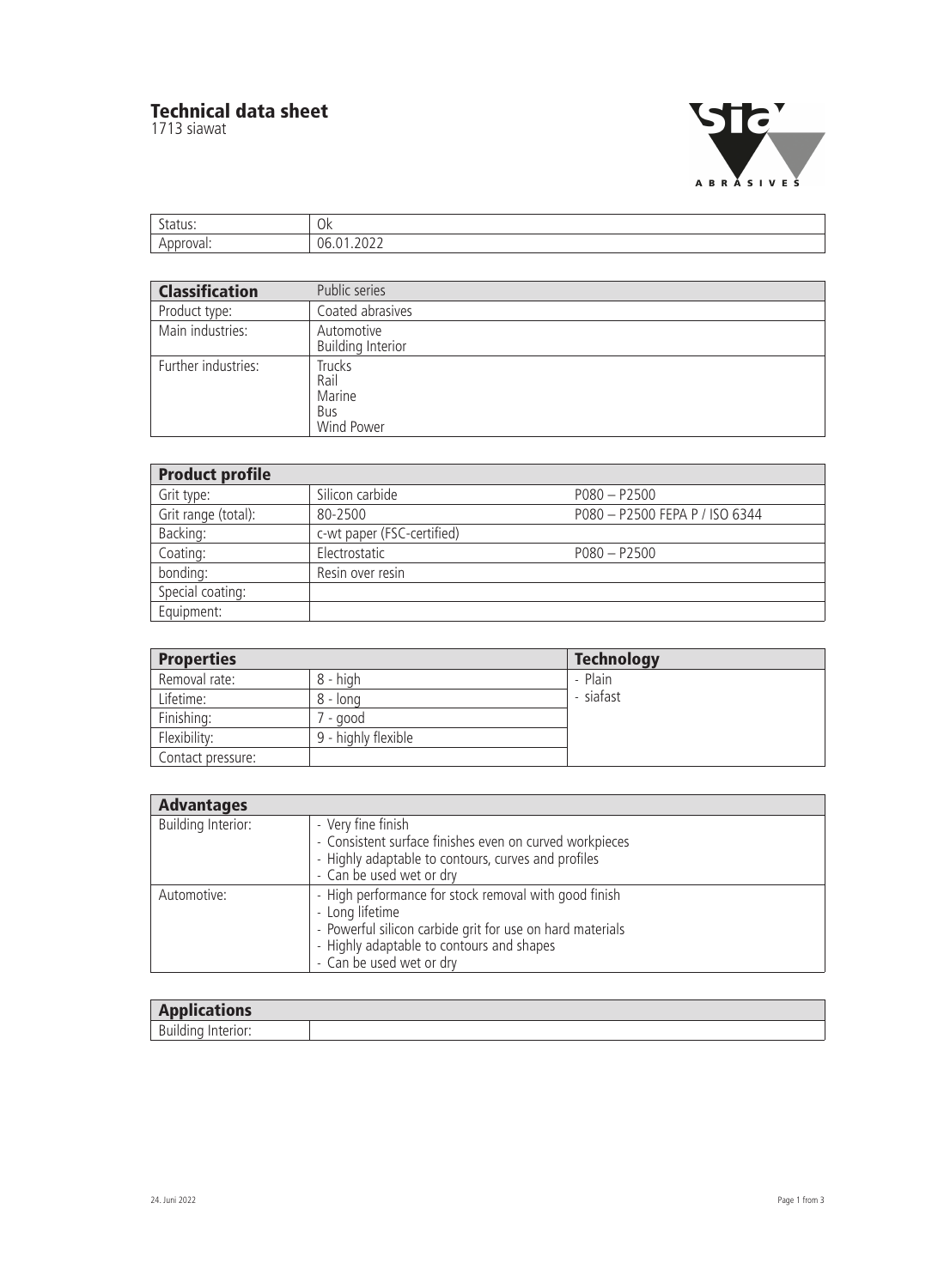# Technical data sheet

1713 siawat

| Status: | Ok |
|---|---|
| Approval: | 06.01.2022 |

| **Classification** | Public series |
|---|---|
| Product type: | Coated abrasives |
| Main industries: | Automotive<br>Building Interior |
| Further industries: | Trucks<br>Rail<br>Marine<br>Bus<br>Wind Power |

| **Product profile** | | |
|---|---|---|
| Grit type: | Silicon carbide | P080 – P2500 |
| Grit range (total): | 80-2500 | P080 – P2500 FEPA P / ISO 6344 |
| Backing: | c-wt paper (FSC-certified) | |
| Coating: | Electrostatic | P080 – P2500 |
| bonding: | Resin over resin | |
| Special coating: | | |
| Equipment: | | |

| **Properties** | | **Technology** |
|---|---|---|
| Removal rate: | 8 - high | - Plain<br>- siafast |
| Lifetime: | 8 - long | |
| Finishing: | 7 - good | |
| Flexibility: | 9 - highly flexible | |
| Contact pressure: | | |

| **Advantages** | |
|---|---|
| Building Interior: | - Very fine finish<br>- Consistent surface finishes even on curved workpieces<br>- Highly adaptable to contours, curves and profiles<br>- Can be used wet or dry |
| Automotive: | - High performance for stock removal with good finish<br>- Long lifetime<br>- Powerful silicon carbide grit for use on hard materials<br>- Highly adaptable to contours and shapes<br>- Can be used wet or dry |

| **Applications** | |
|---|---|
| Building Interior: | |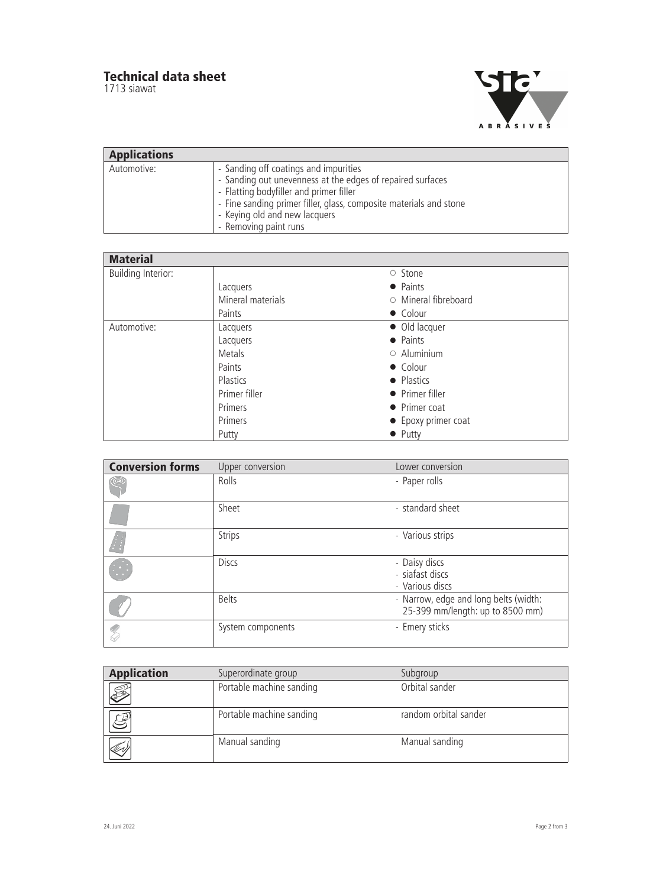# Technical data sheet

1713 siawat

| Applications | |
|---|---|
| Automotive: | - Sanding off coatings and impurities<br>- Sanding out unevenness at the edges of repaired surfaces<br>- Flatting bodyfiller and primer filler<br>- Fine sanding primer filler, glass, composite materials and stone<br>- Keying old and new lacquers<br>- Removing paint runs |

| Material | | |
|---|---|---|
| Building Interior: | | ○ Stone |
| | Lacquers | ● Paints |
| | Mineral materials | ○ Mineral fibreboard |
| | Paints | ● Colour |
| Automotive: | Lacquers | ● Old lacquer |
| | Lacquers | ● Paints |
| | Metals | ○ Aluminium |
| | Paints | ● Colour |
| | Plastics | ● Plastics |
| | Primer filler | ● Primer filler |
| | Primers | ● Primer coat |
| | Primers | ● Epoxy primer coat |
| | Putty | ● Putty |

| Conversion forms | Upper conversion | Lower conversion |
|---|---|---|
| | Rolls | - Paper rolls |
| | Sheet | - standard sheet |
| | Strips | - Various strips |
| | Discs | - Daisy discs<br>- siafast discs<br>- Various discs |
| | Belts | - Narrow, edge and long belts (width: 25-399 mm/length: up to 8500 mm) |
| | System components | - Emery sticks |

| Application | Superordinate group | Subgroup |
|---|---|---|
| | Portable machine sanding | Orbital sander |
| | Portable machine sanding | random orbital sander |
| | Manual sanding | Manual sanding |

24. Juni 2022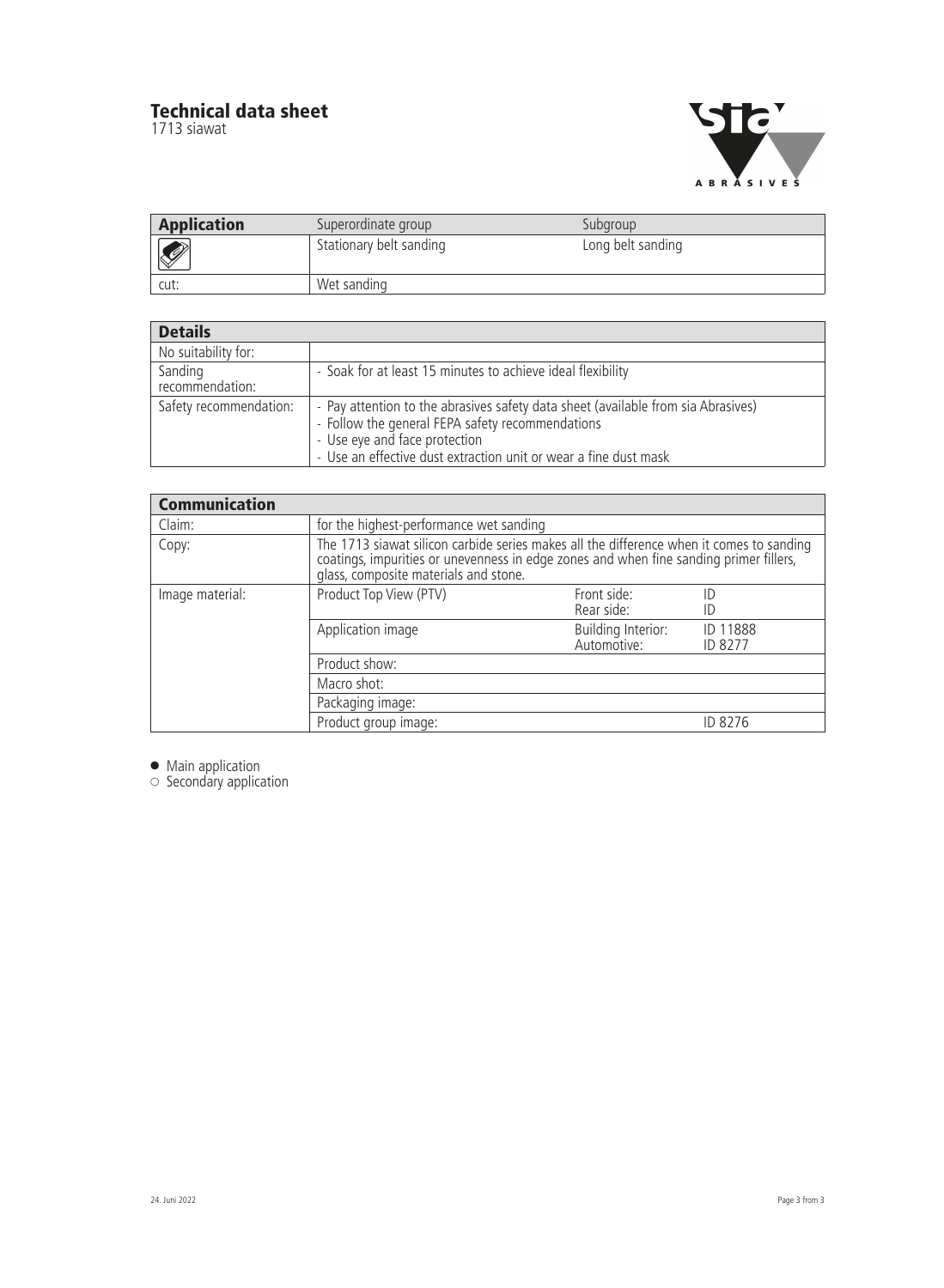# Technical data sheet

1713 siawat

| Application | Superordinate group | Subgroup |
|---|---|---|
| | Stationary belt sanding | Long belt sanding |
| cut: | Wet sanding | |

| Details | |
|---|---|
| No suitability for: | |
| Sanding recommendation: | - Soak for at least 15 minutes to achieve ideal flexibility |
| Safety recommendation: | - Pay attention to the abrasives safety data sheet (available from sia Abrasives)<br>- Follow the general FEPA safety recommendations<br>- Use eye and face protection<br>- Use an effective dust extraction unit or wear a fine dust mask |

| Communication | | | |
|---|---|---|---|
| Claim: | for the highest-performance wet sanding | | |
| Copy: | The 1713 siawat silicon carbide series makes all the difference when it comes to sanding coatings, impurities or unevenness in edge zones and when fine sanding primer fillers, glass, composite materials and stone. | | |
| Image material: | Product Top View (PTV) | Front side:<br>Rear side: | ID<br>ID |
| | Application image | Building Interior:<br>Automotive: | ID 11888<br>ID 8277 |
| | Product show: | | |
| | Macro shot: | | |
| | Packaging image: | | |
| | Product group image: | | ID 8276 |

● Main application
○ Secondary application

24. Juni 2022